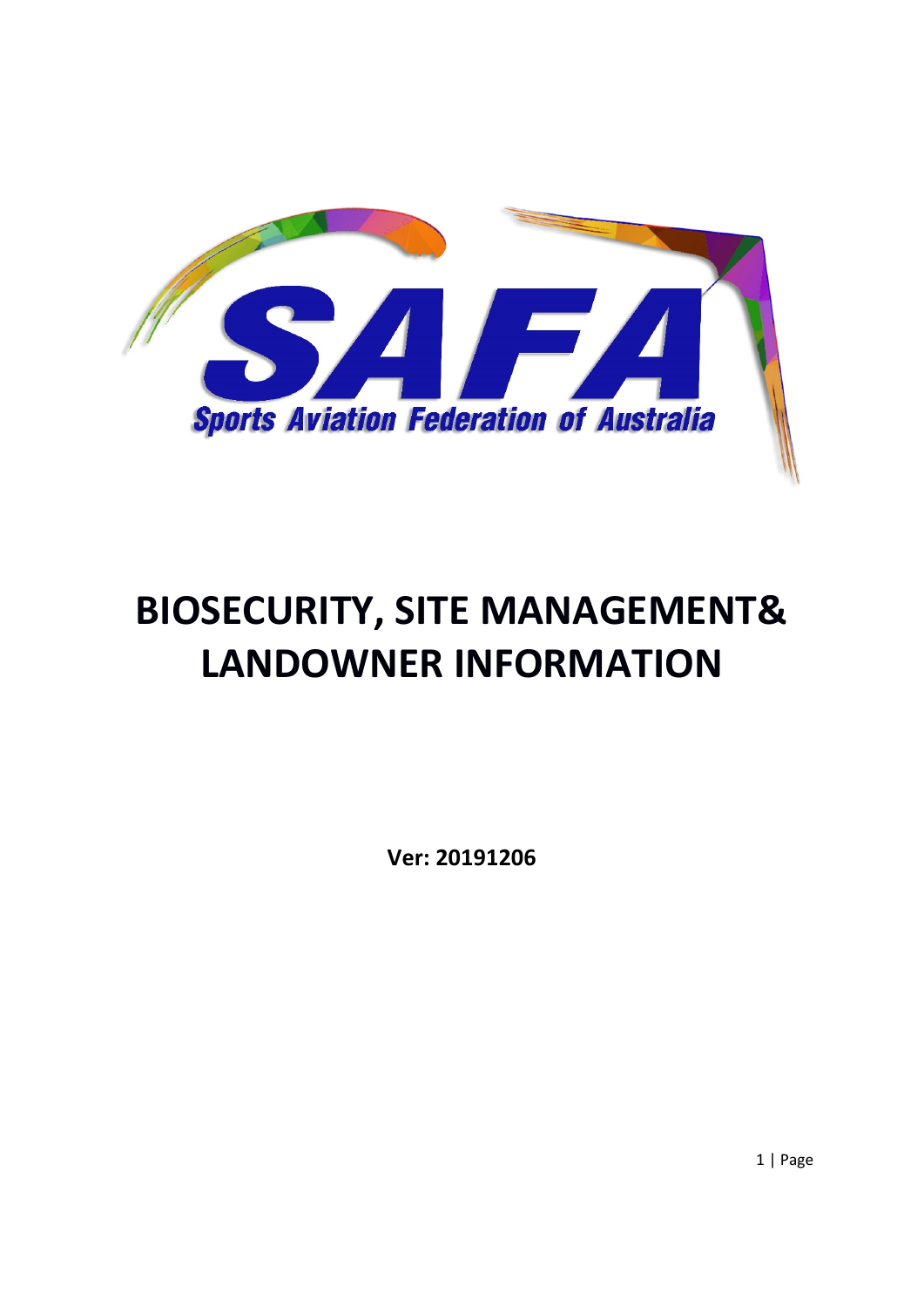SAFA

Sports Aviation Federation of Australia

# BIOSECURITY, SITE MANAGEMENT& LANDOWNER INFORMATION

**Ver: 20191206**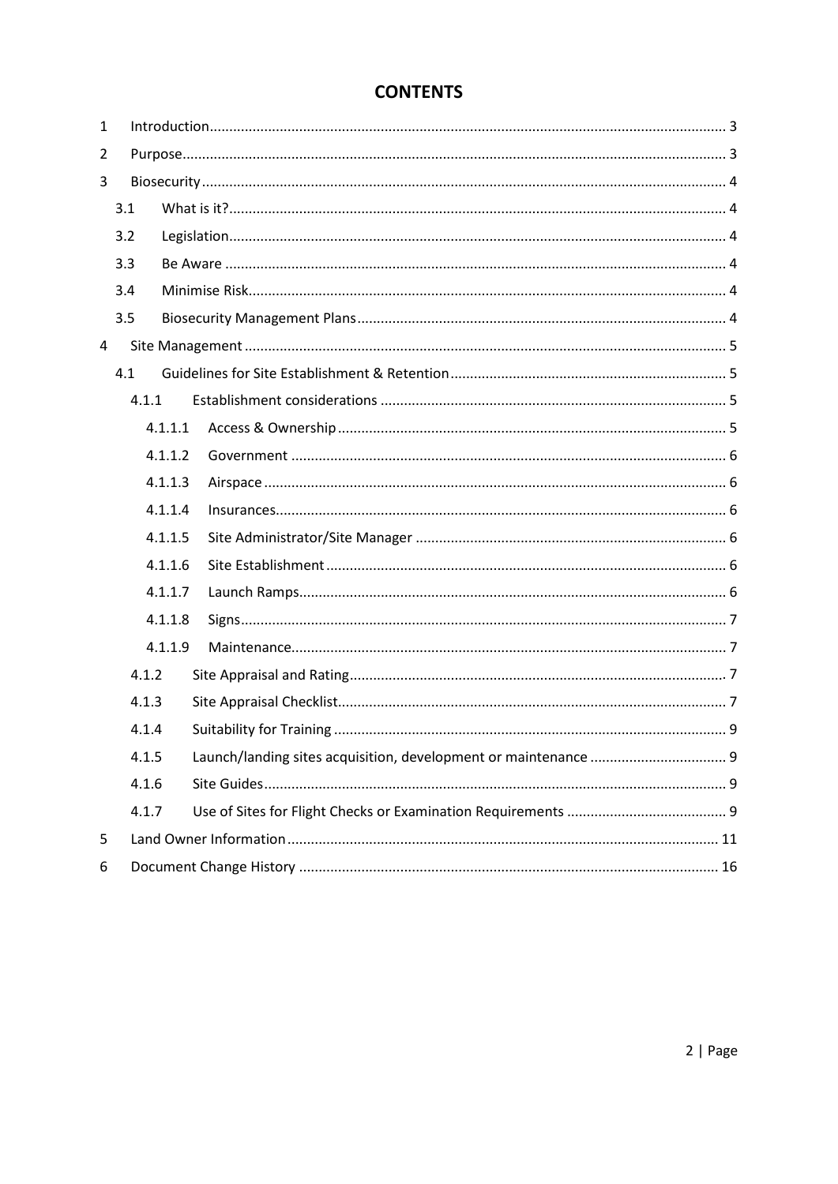# CONTENTS

1 Introduction .................... 3
2 Purpose .................... 3
3 Biosecurity .................... 4
  3.1 What is it? .................... 4
  3.2 Legislation .................... 4
  3.3 Be Aware .................... 4
  3.4 Minimise Risk .................... 4
  3.5 Biosecurity Management Plans .................... 4
4 Site Management .................... 5
  4.1 Guidelines for Site Establishment & Retention .................... 5
    4.1.1 Establishment considerations .................... 5
      4.1.1.1 Access & Ownership .................... 5
      4.1.1.2 Government .................... 6
      4.1.1.3 Airspace .................... 6
      4.1.1.4 Insurances .................... 6
      4.1.1.5 Site Administrator/Site Manager .................... 6
      4.1.1.6 Site Establishment .................... 6
      4.1.1.7 Launch Ramps .................... 6
      4.1.1.8 Signs .................... 7
      4.1.1.9 Maintenance .................... 7
    4.1.2 Site Appraisal and Rating .................... 7
    4.1.3 Site Appraisal Checklist .................... 7
    4.1.4 Suitability for Training .................... 9
    4.1.5 Launch/landing sites acquisition, development or maintenance .................... 9
    4.1.6 Site Guides .................... 9
    4.1.7 Use of Sites for Flight Checks or Examination Requirements .................... 9
5 Land Owner Information .................... 11
6 Document Change History .................... 16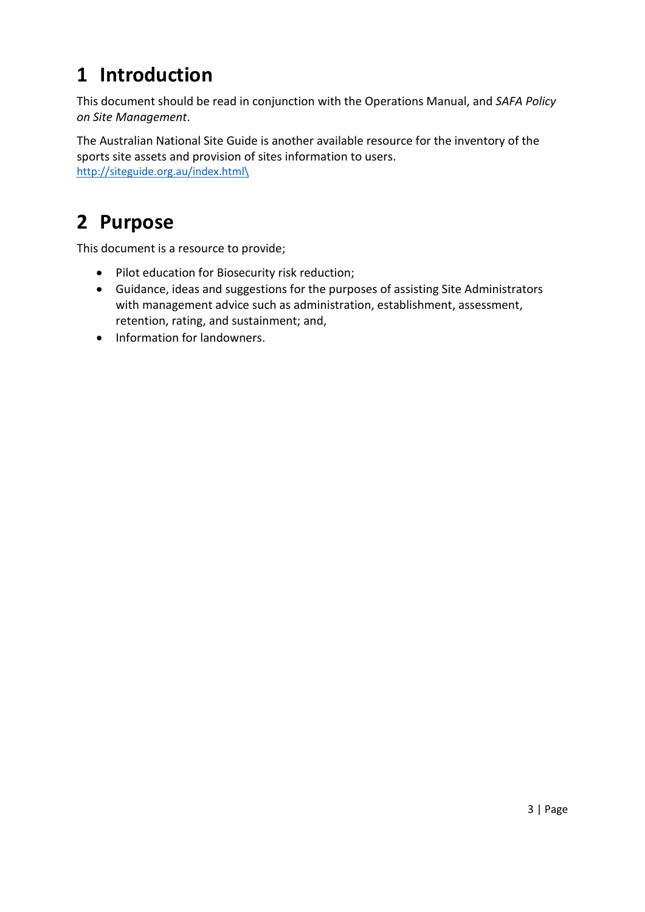# 1 Introduction

This document should be read in conjunction with the Operations Manual, and *SAFA Policy on Site Management*.

The Australian National Site Guide is another available resource for the inventory of the sports site assets and provision of sites information to users.
http://siteguide.org.au/index.html\

# 2 Purpose

This document is a resource to provide;

- Pilot education for Biosecurity risk reduction;
- Guidance, ideas and suggestions for the purposes of assisting Site Administrators with management advice such as administration, establishment, assessment, retention, rating, and sustainment; and,
- Information for landowners.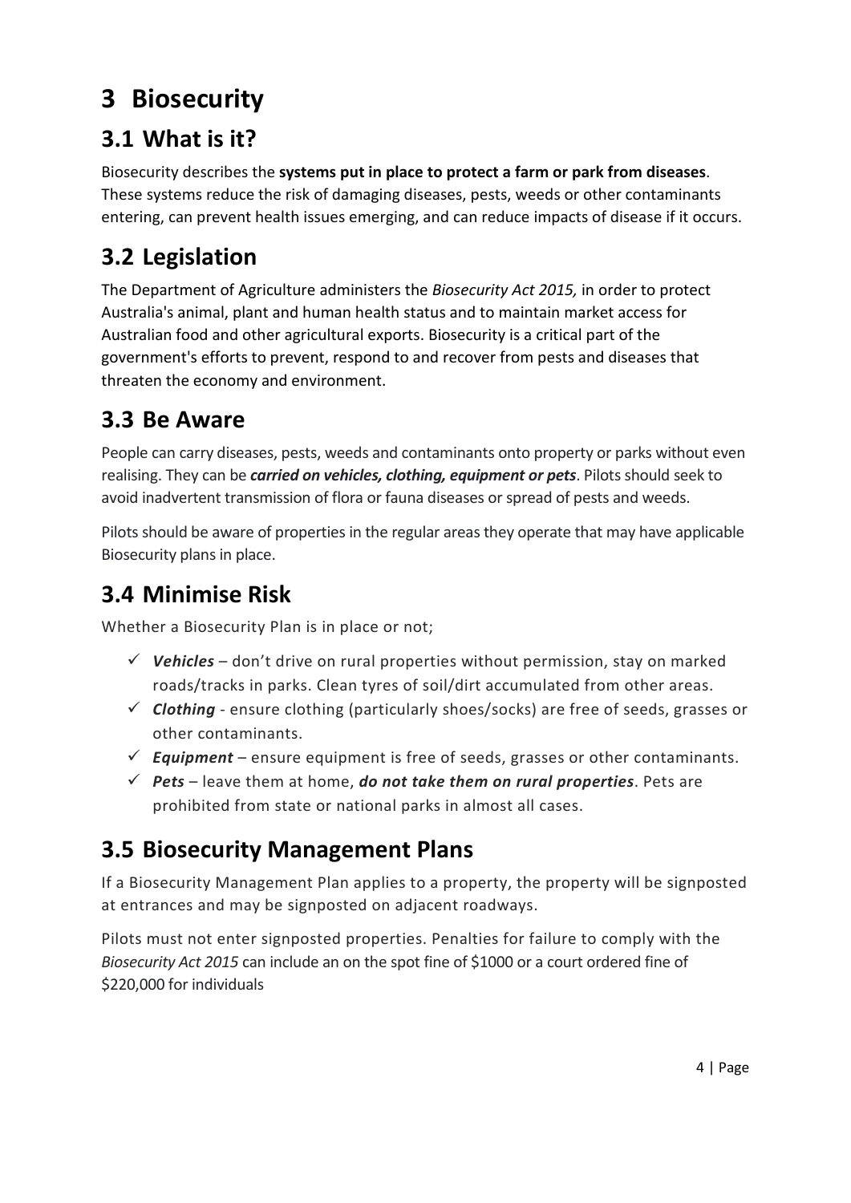# 3 Biosecurity

## 3.1 What is it?

Biosecurity describes the **systems put in place to protect a farm or park from diseases**. These systems reduce the risk of damaging diseases, pests, weeds or other contaminants entering, can prevent health issues emerging, and can reduce impacts of disease if it occurs.

## 3.2 Legislation

The Department of Agriculture administers the *Biosecurity Act 2015,* in order to protect Australia's animal, plant and human health status and to maintain market access for Australian food and other agricultural exports. Biosecurity is a critical part of the government's efforts to prevent, respond to and recover from pests and diseases that threaten the economy and environment.

## 3.3 Be Aware

People can carry diseases, pests, weeds and contaminants onto property or parks without even realising. They can be ***carried on vehicles, clothing, equipment or pets***. Pilots should seek to avoid inadvertent transmission of flora or fauna diseases or spread of pests and weeds.

Pilots should be aware of properties in the regular areas they operate that may have applicable Biosecurity plans in place.

## 3.4 Minimise Risk

Whether a Biosecurity Plan is in place or not;

- ✓ ***Vehicles*** – don't drive on rural properties without permission, stay on marked roads/tracks in parks. Clean tyres of soil/dirt accumulated from other areas.
- ✓ ***Clothing*** - ensure clothing (particularly shoes/socks) are free of seeds, grasses or other contaminants.
- ✓ ***Equipment*** – ensure equipment is free of seeds, grasses or other contaminants.
- ✓ ***Pets*** – leave them at home, ***do not take them on rural properties***. Pets are prohibited from state or national parks in almost all cases.

## 3.5 Biosecurity Management Plans

If a Biosecurity Management Plan applies to a property, the property will be signposted at entrances and may be signposted on adjacent roadways.

Pilots must not enter signposted properties. Penalties for failure to comply with the *Biosecurity Act 2015* can include an on the spot fine of $1000 or a court ordered fine of $220,000 for individuals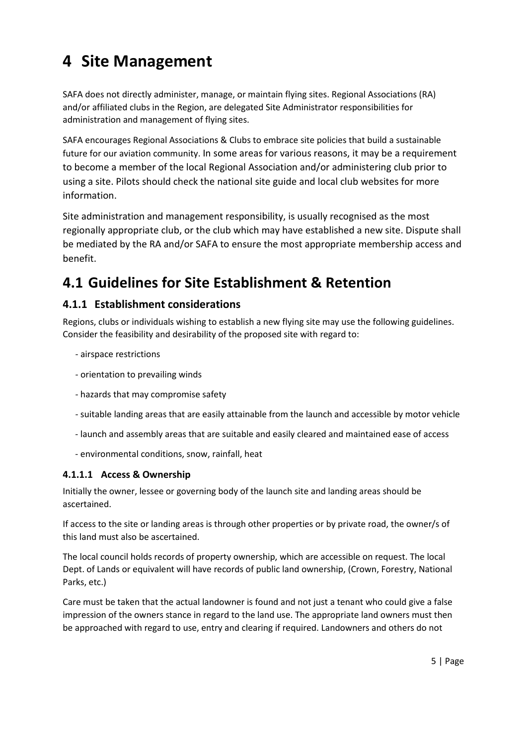# 4 Site Management

SAFA does not directly administer, manage, or maintain flying sites. Regional Associations (RA) and/or affiliated clubs in the Region, are delegated Site Administrator responsibilities for administration and management of flying sites.

SAFA encourages Regional Associations & Clubs to embrace site policies that build a sustainable future for our aviation community. In some areas for various reasons, it may be a requirement to become a member of the local Regional Association and/or administering club prior to using a site. Pilots should check the national site guide and local club websites for more information.

Site administration and management responsibility, is usually recognised as the most regionally appropriate club, or the club which may have established a new site. Dispute shall be mediated by the RA and/or SAFA to ensure the most appropriate membership access and benefit.

# 4.1 Guidelines for Site Establishment & Retention

## 4.1.1 Establishment considerations

Regions, clubs or individuals wishing to establish a new flying site may use the following guidelines. Consider the feasibility and desirability of the proposed site with regard to:

- airspace restrictions
- orientation to prevailing winds
- hazards that may compromise safety
- suitable landing areas that are easily attainable from the launch and accessible by motor vehicle
- launch and assembly areas that are suitable and easily cleared and maintained ease of access
- environmental conditions, snow, rainfall, heat

### 4.1.1.1 Access & Ownership

Initially the owner, lessee or governing body of the launch site and landing areas should be ascertained.

If access to the site or landing areas is through other properties or by private road, the owner/s of this land must also be ascertained.

The local council holds records of property ownership, which are accessible on request. The local Dept. of Lands or equivalent will have records of public land ownership, (Crown, Forestry, National Parks, etc.)

Care must be taken that the actual landowner is found and not just a tenant who could give a false impression of the owners stance in regard to the land use. The appropriate land owners must then be approached with regard to use, entry and clearing if required. Landowners and others do not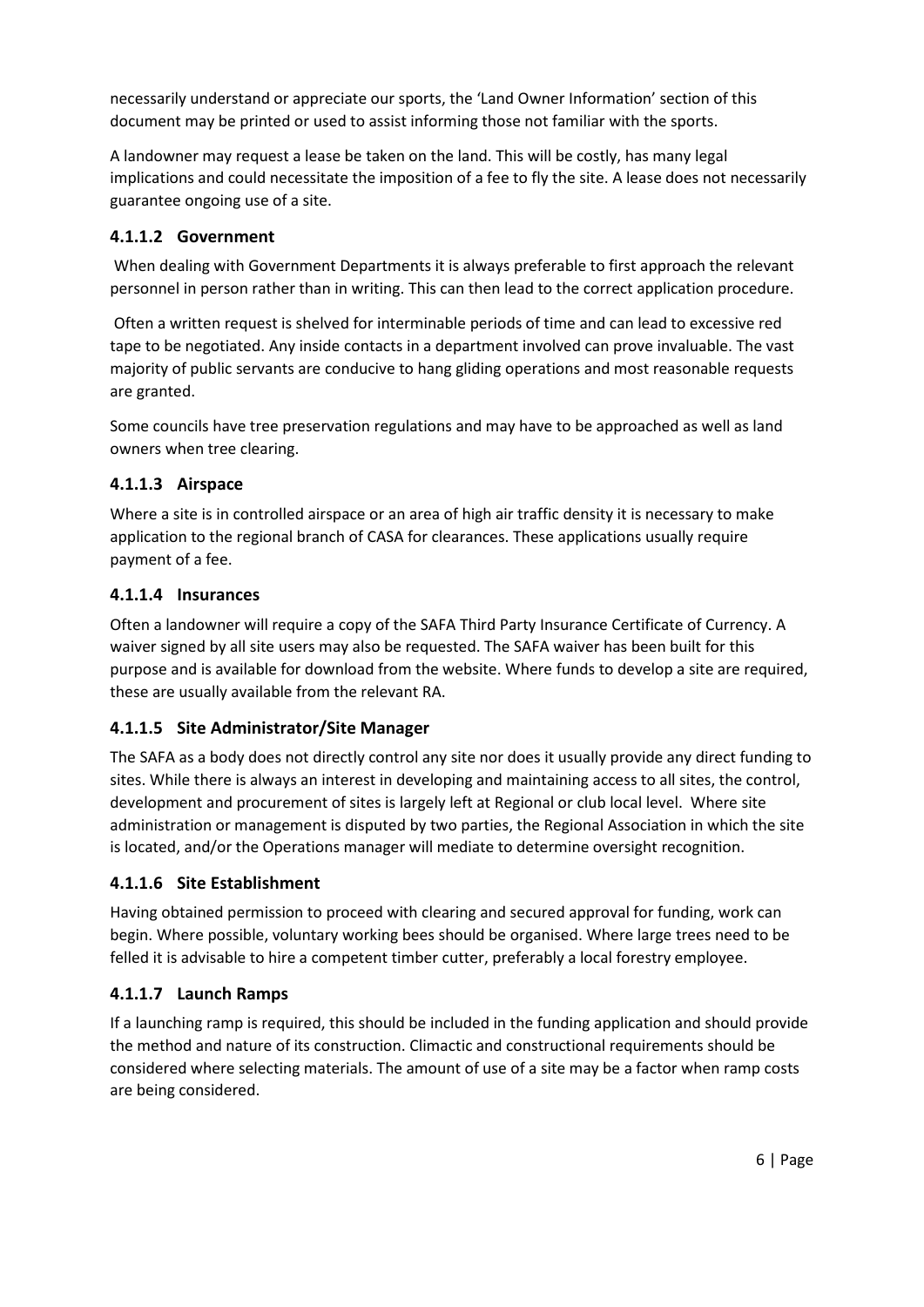necessarily understand or appreciate our sports, the 'Land Owner Information' section of this document may be printed or used to assist informing those not familiar with the sports.

A landowner may request a lease be taken on the land. This will be costly, has many legal implications and could necessitate the imposition of a fee to fly the site. A lease does not necessarily guarantee ongoing use of a site.

#### 4.1.1.2 Government

When dealing with Government Departments it is always preferable to first approach the relevant personnel in person rather than in writing. This can then lead to the correct application procedure.

Often a written request is shelved for interminable periods of time and can lead to excessive red tape to be negotiated. Any inside contacts in a department involved can prove invaluable. The vast majority of public servants are conducive to hang gliding operations and most reasonable requests are granted.

Some councils have tree preservation regulations and may have to be approached as well as land owners when tree clearing.

#### 4.1.1.3 Airspace

Where a site is in controlled airspace or an area of high air traffic density it is necessary to make application to the regional branch of CASA for clearances. These applications usually require payment of a fee.

#### 4.1.1.4 Insurances

Often a landowner will require a copy of the SAFA Third Party Insurance Certificate of Currency. A waiver signed by all site users may also be requested. The SAFA waiver has been built for this purpose and is available for download from the website. Where funds to develop a site are required, these are usually available from the relevant RA.

#### 4.1.1.5 Site Administrator/Site Manager

The SAFA as a body does not directly control any site nor does it usually provide any direct funding to sites. While there is always an interest in developing and maintaining access to all sites, the control, development and procurement of sites is largely left at Regional or club local level. Where site administration or management is disputed by two parties, the Regional Association in which the site is located, and/or the Operations manager will mediate to determine oversight recognition.

#### 4.1.1.6 Site Establishment

Having obtained permission to proceed with clearing and secured approval for funding, work can begin. Where possible, voluntary working bees should be organised. Where large trees need to be felled it is advisable to hire a competent timber cutter, preferably a local forestry employee.

#### 4.1.1.7 Launch Ramps

If a launching ramp is required, this should be included in the funding application and should provide the method and nature of its construction. Climactic and constructional requirements should be considered where selecting materials. The amount of use of a site may be a factor when ramp costs are being considered.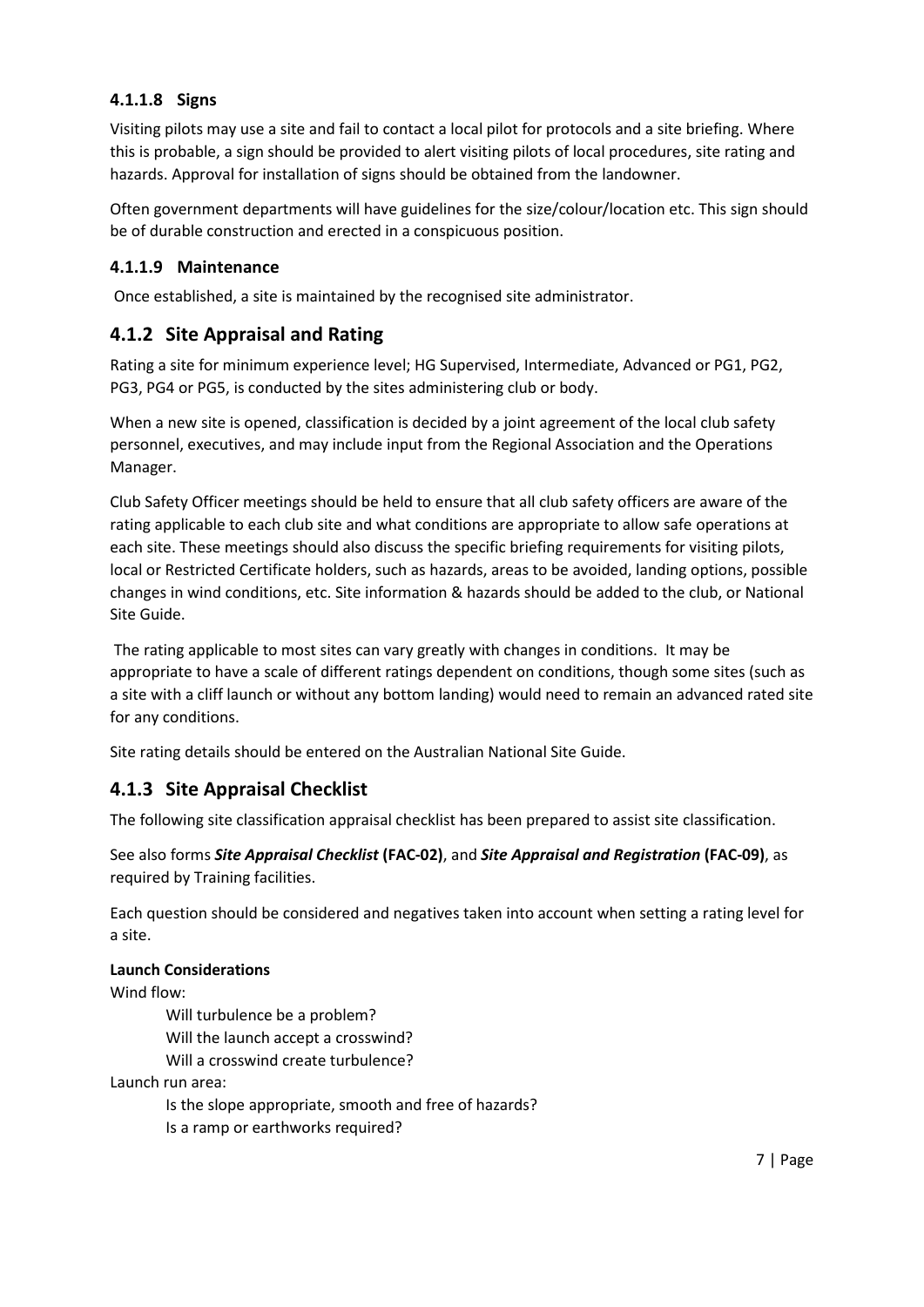#### 4.1.1.8 Signs

Visiting pilots may use a site and fail to contact a local pilot for protocols and a site briefing. Where this is probable, a sign should be provided to alert visiting pilots of local procedures, site rating and hazards. Approval for installation of signs should be obtained from the landowner.

Often government departments will have guidelines for the size/colour/location etc. This sign should be of durable construction and erected in a conspicuous position.

#### 4.1.1.9 Maintenance

Once established, a site is maintained by the recognised site administrator.

### 4.1.2 Site Appraisal and Rating

Rating a site for minimum experience level; HG Supervised, Intermediate, Advanced or PG1, PG2, PG3, PG4 or PG5, is conducted by the sites administering club or body.

When a new site is opened, classification is decided by a joint agreement of the local club safety personnel, executives, and may include input from the Regional Association and the Operations Manager.

Club Safety Officer meetings should be held to ensure that all club safety officers are aware of the rating applicable to each club site and what conditions are appropriate to allow safe operations at each site. These meetings should also discuss the specific briefing requirements for visiting pilots, local or Restricted Certificate holders, such as hazards, areas to be avoided, landing options, possible changes in wind conditions, etc. Site information & hazards should be added to the club, or National Site Guide.

The rating applicable to most sites can vary greatly with changes in conditions. It may be appropriate to have a scale of different ratings dependent on conditions, though some sites (such as a site with a cliff launch or without any bottom landing) would need to remain an advanced rated site for any conditions.

Site rating details should be entered on the Australian National Site Guide.

### 4.1.3 Site Appraisal Checklist

The following site classification appraisal checklist has been prepared to assist site classification.

See also forms ***Site Appraisal Checklist* (FAC-02)**, and ***Site Appraisal and Registration* (FAC-09)**, as required by Training facilities.

Each question should be considered and negatives taken into account when setting a rating level for a site.

**Launch Considerations**

Wind flow:

- Will turbulence be a problem?
- Will the launch accept a crosswind?
- Will a crosswind create turbulence?

Launch run area:

- Is the slope appropriate, smooth and free of hazards?
- Is a ramp or earthworks required?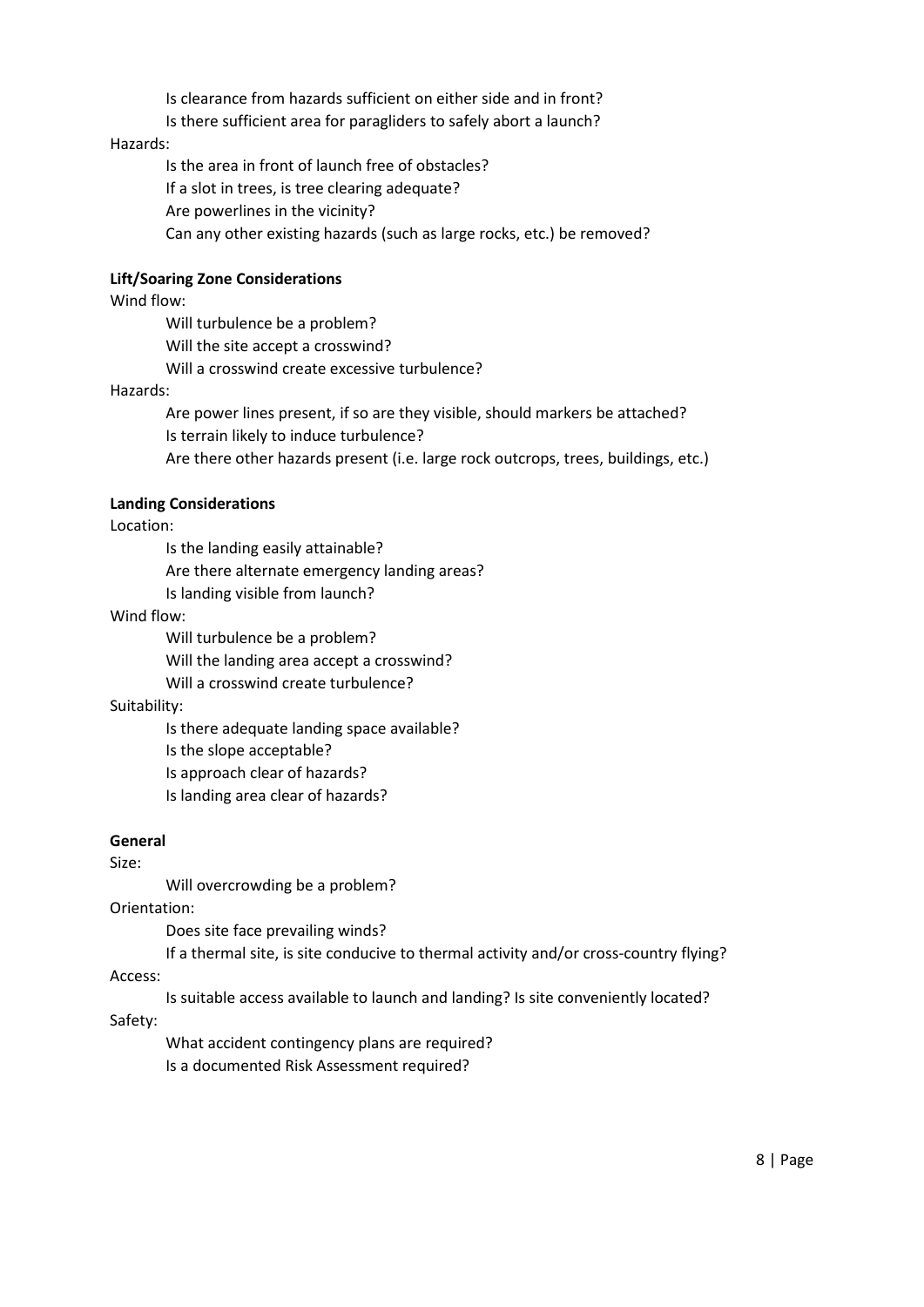Is clearance from hazards sufficient on either side and in front?

Is there sufficient area for paragliders to safely abort a launch?

Hazards:

- Is the area in front of launch free of obstacles?
- If a slot in trees, is tree clearing adequate?
- Are powerlines in the vicinity?
- Can any other existing hazards (such as large rocks, etc.) be removed?

**Lift/Soaring Zone Considerations**

Wind flow:

- Will turbulence be a problem?
- Will the site accept a crosswind?
- Will a crosswind create excessive turbulence?

Hazards:

- Are power lines present, if so are they visible, should markers be attached?
- Is terrain likely to induce turbulence?
- Are there other hazards present (i.e. large rock outcrops, trees, buildings, etc.)

**Landing Considerations**

Location:

- Is the landing easily attainable?
- Are there alternate emergency landing areas?
- Is landing visible from launch?

Wind flow:

- Will turbulence be a problem?
- Will the landing area accept a crosswind?
- Will a crosswind create turbulence?

Suitability:

- Is there adequate landing space available?
- Is the slope acceptable?
- Is approach clear of hazards?
- Is landing area clear of hazards?

**General**

Size:

- Will overcrowding be a problem?

Orientation:

- Does site face prevailing winds?
- If a thermal site, is site conducive to thermal activity and/or cross-country flying?

Access:

- Is suitable access available to launch and landing? Is site conveniently located?

Safety:

- What accident contingency plans are required?
- Is a documented Risk Assessment required?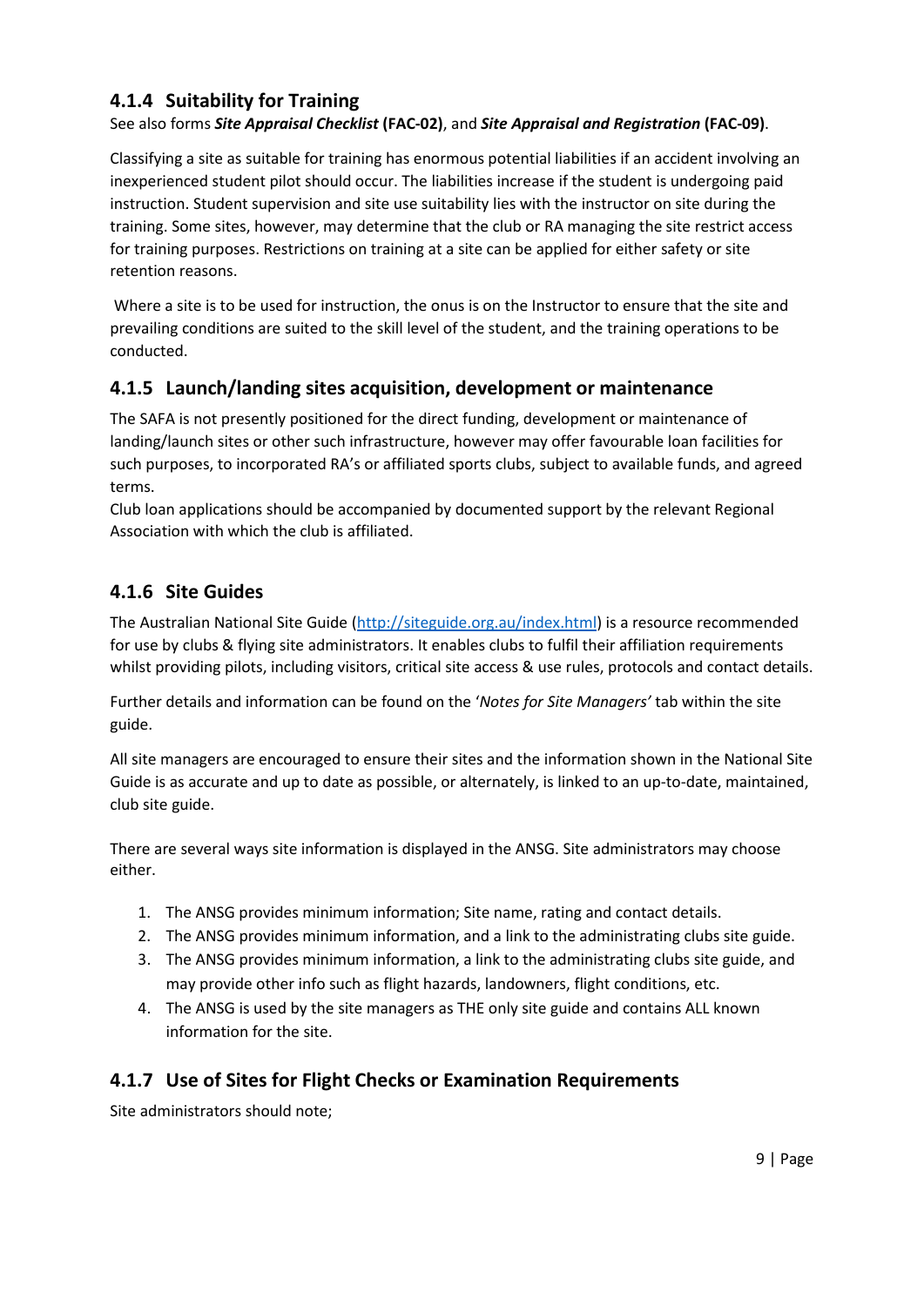### 4.1.4 Suitability for Training

See also forms ***Site Appraisal Checklist* (FAC-02)**, and ***Site Appraisal and Registration* (FAC-09)**.

Classifying a site as suitable for training has enormous potential liabilities if an accident involving an inexperienced student pilot should occur. The liabilities increase if the student is undergoing paid instruction. Student supervision and site use suitability lies with the instructor on site during the training. Some sites, however, may determine that the club or RA managing the site restrict access for training purposes. Restrictions on training at a site can be applied for either safety or site retention reasons.

Where a site is to be used for instruction, the onus is on the Instructor to ensure that the site and prevailing conditions are suited to the skill level of the student, and the training operations to be conducted.

### 4.1.5 Launch/landing sites acquisition, development or maintenance

The SAFA is not presently positioned for the direct funding, development or maintenance of landing/launch sites or other such infrastructure, however may offer favourable loan facilities for such purposes, to incorporated RA's or affiliated sports clubs, subject to available funds, and agreed terms.

Club loan applications should be accompanied by documented support by the relevant Regional Association with which the club is affiliated.

### 4.1.6 Site Guides

The Australian National Site Guide (http://siteguide.org.au/index.html) is a resource recommended for use by clubs & flying site administrators. It enables clubs to fulfil their affiliation requirements whilst providing pilots, including visitors, critical site access & use rules, protocols and contact details.

Further details and information can be found on the '*Notes for Site Managers'* tab within the site guide.

All site managers are encouraged to ensure their sites and the information shown in the National Site Guide is as accurate and up to date as possible, or alternately, is linked to an up-to-date, maintained, club site guide.

There are several ways site information is displayed in the ANSG. Site administrators may choose either.

1. The ANSG provides minimum information; Site name, rating and contact details.
2. The ANSG provides minimum information, and a link to the administrating clubs site guide.
3. The ANSG provides minimum information, a link to the administrating clubs site guide, and may provide other info such as flight hazards, landowners, flight conditions, etc.
4. The ANSG is used by the site managers as THE only site guide and contains ALL known information for the site.

### 4.1.7 Use of Sites for Flight Checks or Examination Requirements

Site administrators should note;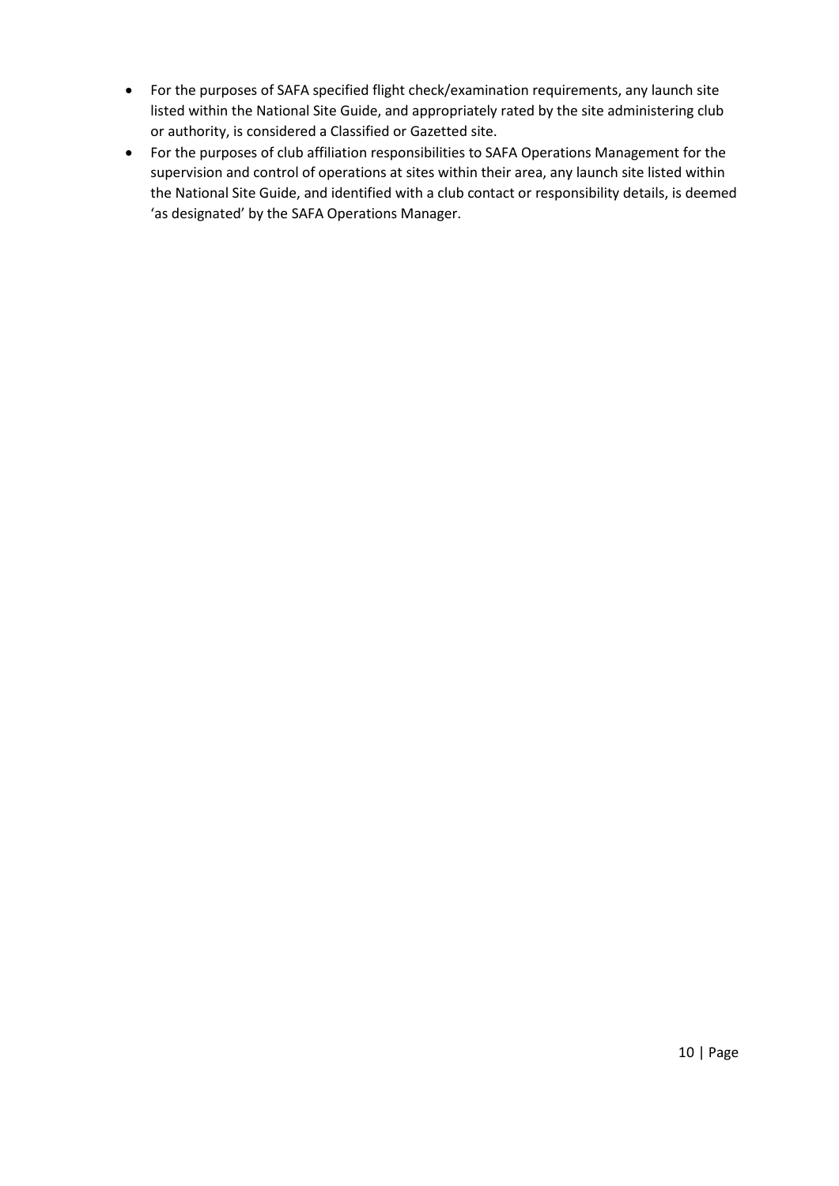- For the purposes of SAFA specified flight check/examination requirements, any launch site listed within the National Site Guide, and appropriately rated by the site administering club or authority, is considered a Classified or Gazetted site.
- For the purposes of club affiliation responsibilities to SAFA Operations Management for the supervision and control of operations at sites within their area, any launch site listed within the National Site Guide, and identified with a club contact or responsibility details, is deemed 'as designated' by the SAFA Operations Manager.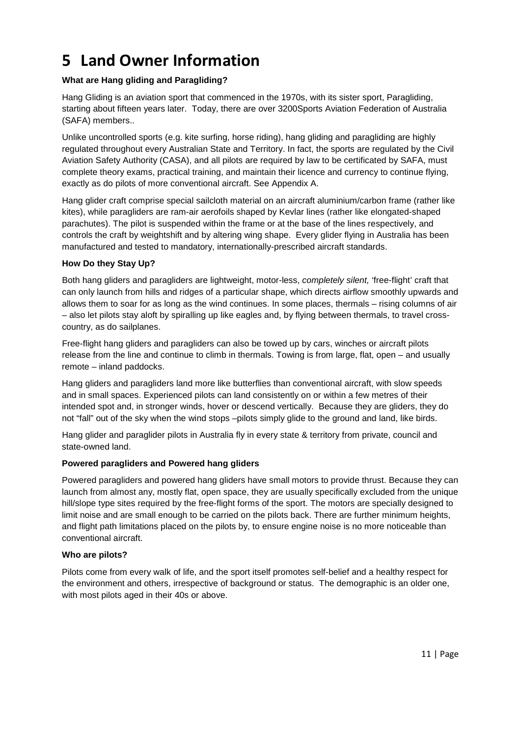# 5 Land Owner Information

**What are Hang gliding and Paragliding?**

Hang Gliding is an aviation sport that commenced in the 1970s, with its sister sport, Paragliding, starting about fifteen years later. Today, there are over 3200Sports Aviation Federation of Australia (SAFA) members..

Unlike uncontrolled sports (e.g. kite surfing, horse riding), hang gliding and paragliding are highly regulated throughout every Australian State and Territory. In fact, the sports are regulated by the Civil Aviation Safety Authority (CASA), and all pilots are required by law to be certificated by SAFA, must complete theory exams, practical training, and maintain their licence and currency to continue flying, exactly as do pilots of more conventional aircraft. See Appendix A.

Hang glider craft comprise special sailcloth material on an aircraft aluminium/carbon frame (rather like kites), while paragliders are ram-air aerofoils shaped by Kevlar lines (rather like elongated-shaped parachutes). The pilot is suspended within the frame or at the base of the lines respectively, and controls the craft by weightshift and by altering wing shape. Every glider flying in Australia has been manufactured and tested to mandatory, internationally-prescribed aircraft standards.

**How Do they Stay Up?**

Both hang gliders and paragliders are lightweight, motor-less, *completely silent,* 'free-flight' craft that can only launch from hills and ridges of a particular shape, which directs airflow smoothly upwards and allows them to soar for as long as the wind continues. In some places, thermals – rising columns of air – also let pilots stay aloft by spiralling up like eagles and, by flying between thermals, to travel cross-country, as do sailplanes.

Free-flight hang gliders and paragliders can also be towed up by cars, winches or aircraft pilots release from the line and continue to climb in thermals. Towing is from large, flat, open – and usually remote – inland paddocks.

Hang gliders and paragliders land more like butterflies than conventional aircraft, with slow speeds and in small spaces. Experienced pilots can land consistently on or within a few metres of their intended spot and, in stronger winds, hover or descend vertically. Because they are gliders, they do not "fall" out of the sky when the wind stops –pilots simply glide to the ground and land, like birds.

Hang glider and paraglider pilots in Australia fly in every state & territory from private, council and state-owned land.

**Powered paragliders and Powered hang gliders**

Powered paragliders and powered hang gliders have small motors to provide thrust. Because they can launch from almost any, mostly flat, open space, they are usually specifically excluded from the unique hill/slope type sites required by the free-flight forms of the sport. The motors are specially designed to limit noise and are small enough to be carried on the pilots back. There are further minimum heights, and flight path limitations placed on the pilots by, to ensure engine noise is no more noticeable than conventional aircraft.

**Who are pilots?**

Pilots come from every walk of life, and the sport itself promotes self-belief and a healthy respect for the environment and others, irrespective of background or status. The demographic is an older one, with most pilots aged in their 40s or above.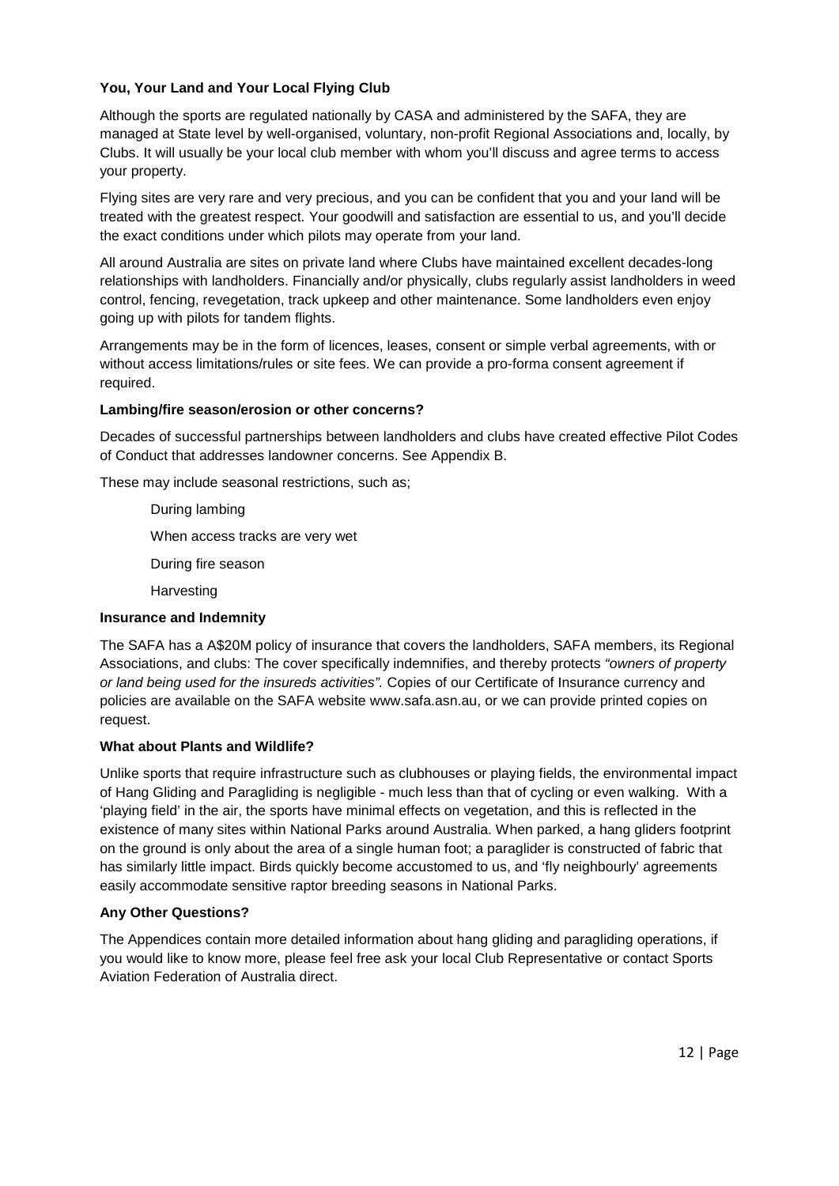### You, Your Land and Your Local Flying Club

Although the sports are regulated nationally by CASA and administered by the SAFA, they are managed at State level by well-organised, voluntary, non-profit Regional Associations and, locally, by Clubs. It will usually be your local club member with whom you'll discuss and agree terms to access your property.

Flying sites are very rare and very precious, and you can be confident that you and your land will be treated with the greatest respect. Your goodwill and satisfaction are essential to us, and you'll decide the exact conditions under which pilots may operate from your land.

All around Australia are sites on private land where Clubs have maintained excellent decades-long relationships with landholders. Financially and/or physically, clubs regularly assist landholders in weed control, fencing, revegetation, track upkeep and other maintenance. Some landholders even enjoy going up with pilots for tandem flights.

Arrangements may be in the form of licences, leases, consent or simple verbal agreements, with or without access limitations/rules or site fees. We can provide a pro-forma consent agreement if required.

### Lambing/fire season/erosion or other concerns?

Decades of successful partnerships between landholders and clubs have created effective Pilot Codes of Conduct that addresses landowner concerns. See Appendix B.

These may include seasonal restrictions, such as;

- During lambing
- When access tracks are very wet
- During fire season
- Harvesting

### Insurance and Indemnity

The SAFA has a A$20M policy of insurance that covers the landholders, SAFA members, its Regional Associations, and clubs: The cover specifically indemnifies, and thereby protects *"owners of property or land being used for the insureds activities".* Copies of our Certificate of Insurance currency and policies are available on the SAFA website www.safa.asn.au, or we can provide printed copies on request.

### What about Plants and Wildlife?

Unlike sports that require infrastructure such as clubhouses or playing fields, the environmental impact of Hang Gliding and Paragliding is negligible - much less than that of cycling or even walking. With a 'playing field' in the air, the sports have minimal effects on vegetation, and this is reflected in the existence of many sites within National Parks around Australia. When parked, a hang gliders footprint on the ground is only about the area of a single human foot; a paraglider is constructed of fabric that has similarly little impact. Birds quickly become accustomed to us, and 'fly neighbourly' agreements easily accommodate sensitive raptor breeding seasons in National Parks.

### Any Other Questions?

The Appendices contain more detailed information about hang gliding and paragliding operations, if you would like to know more, please feel free ask your local Club Representative or contact Sports Aviation Federation of Australia direct.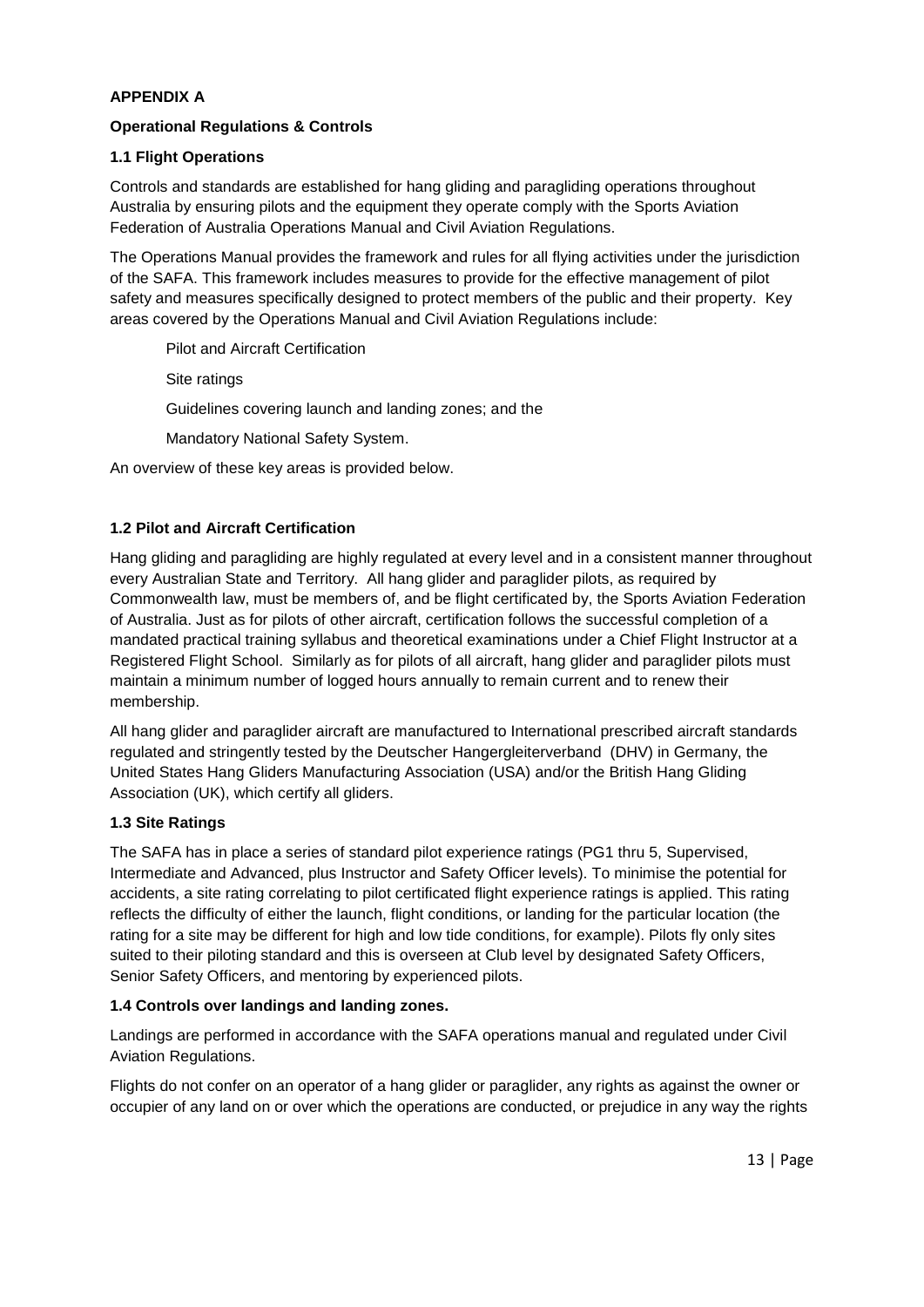**APPENDIX A**

**Operational Regulations & Controls**

**1.1 Flight Operations**

Controls and standards are established for hang gliding and paragliding operations throughout Australia by ensuring pilots and the equipment they operate comply with the Sports Aviation Federation of Australia Operations Manual and Civil Aviation Regulations.

The Operations Manual provides the framework and rules for all flying activities under the jurisdiction of the SAFA. This framework includes measures to provide for the effective management of pilot safety and measures specifically designed to protect members of the public and their property. Key areas covered by the Operations Manual and Civil Aviation Regulations include:

Pilot and Aircraft Certification

Site ratings

Guidelines covering launch and landing zones; and the

Mandatory National Safety System.

An overview of these key areas is provided below.

**1.2 Pilot and Aircraft Certification**

Hang gliding and paragliding are highly regulated at every level and in a consistent manner throughout every Australian State and Territory. All hang glider and paraglider pilots, as required by Commonwealth law, must be members of, and be flight certificated by, the Sports Aviation Federation of Australia. Just as for pilots of other aircraft, certification follows the successful completion of a mandated practical training syllabus and theoretical examinations under a Chief Flight Instructor at a Registered Flight School. Similarly as for pilots of all aircraft, hang glider and paraglider pilots must maintain a minimum number of logged hours annually to remain current and to renew their membership.

All hang glider and paraglider aircraft are manufactured to International prescribed aircraft standards regulated and stringently tested by the Deutscher Hangergleiterverband (DHV) in Germany, the United States Hang Gliders Manufacturing Association (USA) and/or the British Hang Gliding Association (UK), which certify all gliders.

**1.3 Site Ratings**

The SAFA has in place a series of standard pilot experience ratings (PG1 thru 5, Supervised, Intermediate and Advanced, plus Instructor and Safety Officer levels). To minimise the potential for accidents, a site rating correlating to pilot certificated flight experience ratings is applied. This rating reflects the difficulty of either the launch, flight conditions, or landing for the particular location (the rating for a site may be different for high and low tide conditions, for example). Pilots fly only sites suited to their piloting standard and this is overseen at Club level by designated Safety Officers, Senior Safety Officers, and mentoring by experienced pilots.

**1.4 Controls over landings and landing zones.**

Landings are performed in accordance with the SAFA operations manual and regulated under Civil Aviation Regulations.

Flights do not confer on an operator of a hang glider or paraglider, any rights as against the owner or occupier of any land on or over which the operations are conducted, or prejudice in any way the rights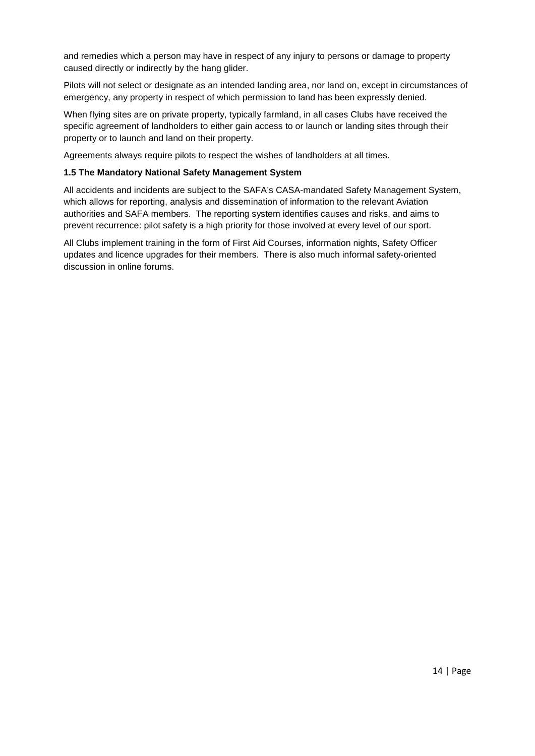and remedies which a person may have in respect of any injury to persons or damage to property caused directly or indirectly by the hang glider.

Pilots will not select or designate as an intended landing area, nor land on, except in circumstances of emergency, any property in respect of which permission to land has been expressly denied.

When flying sites are on private property, typically farmland, in all cases Clubs have received the specific agreement of landholders to either gain access to or launch or landing sites through their property or to launch and land on their property.

Agreements always require pilots to respect the wishes of landholders at all times.

### 1.5 The Mandatory National Safety Management System

All accidents and incidents are subject to the SAFA's CASA-mandated Safety Management System, which allows for reporting, analysis and dissemination of information to the relevant Aviation authorities and SAFA members. The reporting system identifies causes and risks, and aims to prevent recurrence: pilot safety is a high priority for those involved at every level of our sport.

All Clubs implement training in the form of First Aid Courses, information nights, Safety Officer updates and licence upgrades for their members. There is also much informal safety-oriented discussion in online forums.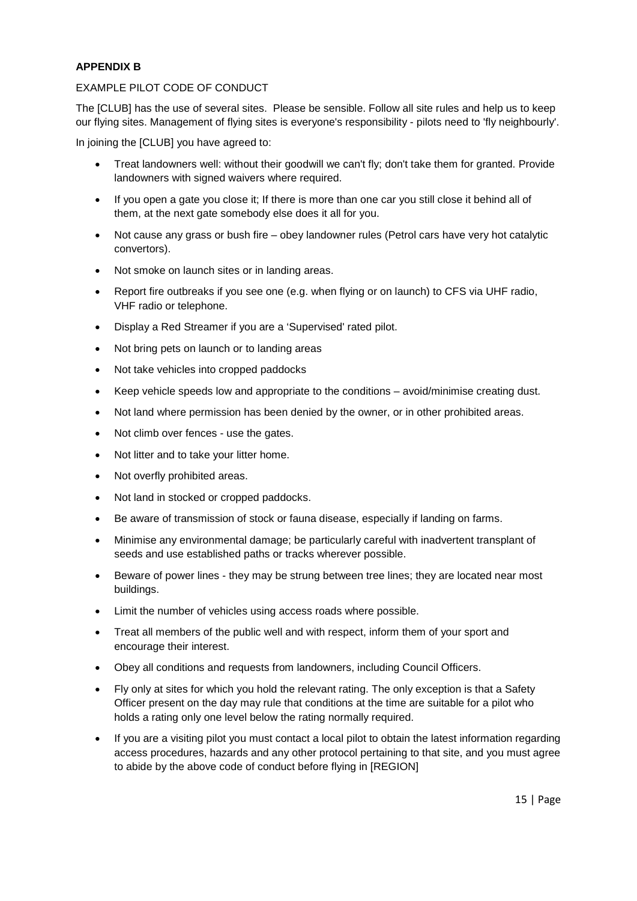**APPENDIX B**

EXAMPLE PILOT CODE OF CONDUCT

The [CLUB] has the use of several sites. Please be sensible. Follow all site rules and help us to keep our flying sites. Management of flying sites is everyone's responsibility - pilots need to 'fly neighbourly'.

In joining the [CLUB] you have agreed to:

- Treat landowners well: without their goodwill we can't fly; don't take them for granted. Provide landowners with signed waivers where required.
- If you open a gate you close it; If there is more than one car you still close it behind all of them, at the next gate somebody else does it all for you.
- Not cause any grass or bush fire – obey landowner rules (Petrol cars have very hot catalytic convertors).
- Not smoke on launch sites or in landing areas.
- Report fire outbreaks if you see one (e.g. when flying or on launch) to CFS via UHF radio, VHF radio or telephone.
- Display a Red Streamer if you are a 'Supervised' rated pilot.
- Not bring pets on launch or to landing areas
- Not take vehicles into cropped paddocks
- Keep vehicle speeds low and appropriate to the conditions – avoid/minimise creating dust.
- Not land where permission has been denied by the owner, or in other prohibited areas.
- Not climb over fences - use the gates.
- Not litter and to take your litter home.
- Not overfly prohibited areas.
- Not land in stocked or cropped paddocks.
- Be aware of transmission of stock or fauna disease, especially if landing on farms.
- Minimise any environmental damage; be particularly careful with inadvertent transplant of seeds and use established paths or tracks wherever possible.
- Beware of power lines - they may be strung between tree lines; they are located near most buildings.
- Limit the number of vehicles using access roads where possible.
- Treat all members of the public well and with respect, inform them of your sport and encourage their interest.
- Obey all conditions and requests from landowners, including Council Officers.
- Fly only at sites for which you hold the relevant rating. The only exception is that a Safety Officer present on the day may rule that conditions at the time are suitable for a pilot who holds a rating only one level below the rating normally required.
- If you are a visiting pilot you must contact a local pilot to obtain the latest information regarding access procedures, hazards and any other protocol pertaining to that site, and you must agree to abide by the above code of conduct before flying in [REGION]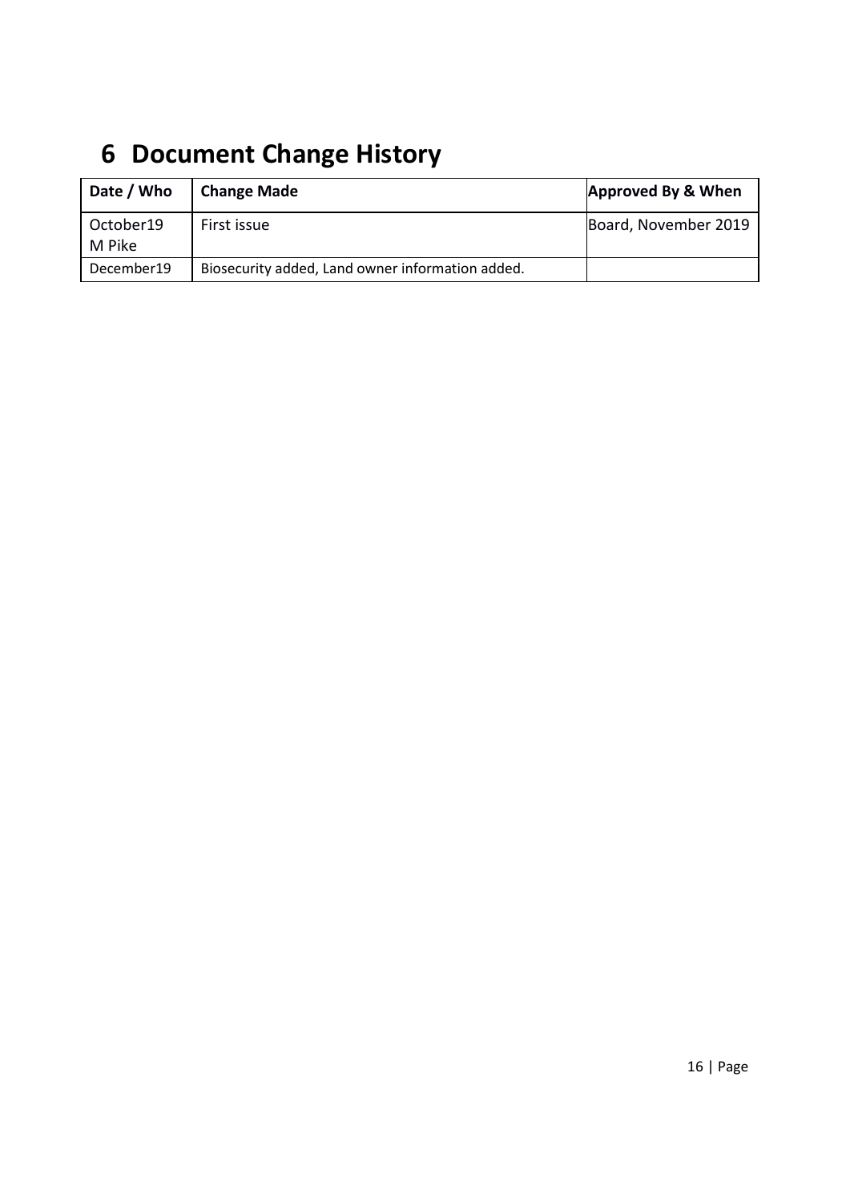# 6 Document Change History

| Date / Who | Change Made | Approved By & When |
|---|---|---|
| October19 M Pike | First issue | Board, November 2019 |
| December19 | Biosecurity added, Land owner information added. | |